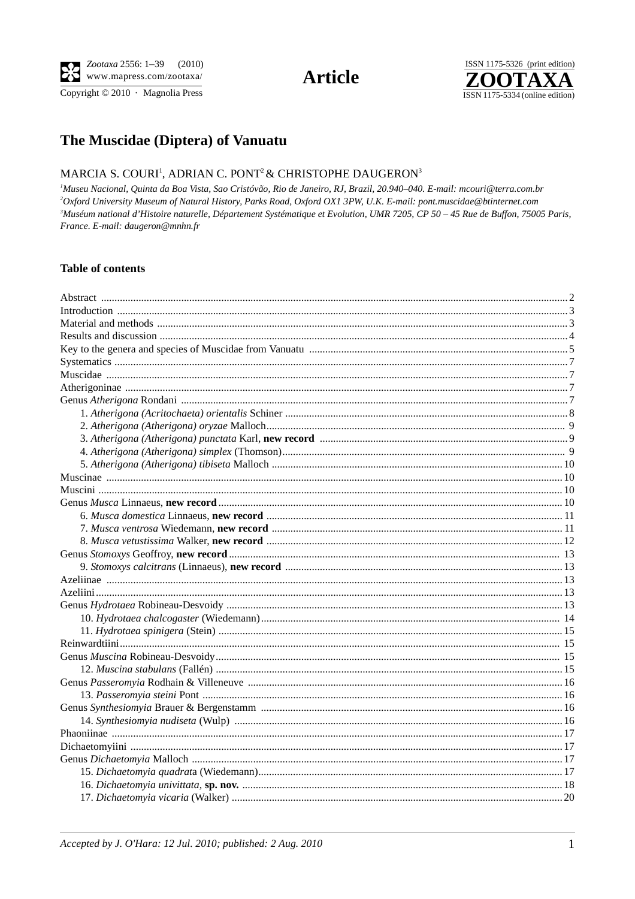# The Muscidae (Diptera) of Vanuatu

MARCIA S. COURI[1], ADRIAN C. PONT[2] & CHRISTOPHE DAUGERON[3]

[1]*Museu Nacional, Quinta da Boa Vista, Sao Cristóvão, Rio de Janeiro, RJ, Brazil, 20.940–040. E-mail: mcouri@terra.com.br*
[2]*Oxford University Museum of Natural History, Parks Road, Oxford OX1 3PW, U.K. E-mail: pont.muscidae@btinternet.com*
[3]*Muséum national d'Histoire naturelle, Département Systématique et Evolution, UMR 7205, CP 50 – 45 Rue de Buffon, 75005 Paris, France. E-mail: daugeron@mnhn.fr*

## Table of contents

Abstract ... 2
Introduction ... 3
Material and methods ... 3
Results and discussion ... 4
Key to the genera and species of Muscidae from Vanuatu ... 5
Systematics ... 7
Muscidae ... 7
Atherigoninae ... 7
Genus *Atherigona* Rondani ... 7
- 1. *Atherigona (Acritochaeta) orientalis* Schiner ... 8
- 2. *Atherigona (Atherigona) oryzae* Malloch ... 9
- 3. *Atherigona (Atherigona) punctata* Karl, **new record** ... 9
- 4. *Atherigona (Atherigona) simplex* (Thomson) ... 9
- 5. *Atherigona (Atherigona) tibiseta* Malloch ... 10

Muscinae ... 10
Muscini ... 10
Genus *Musca* Linnaeus, **new record** ... 10
- 6. *Musca domestica* Linnaeus, **new record** ... 11
- 7. *Musca ventrosa* Wiedemann, **new record** ... 11
- 8. *Musca vetustissima* Walker, **new record** ... 12

Genus *Stomoxys* Geoffroy, **new record** ... 13
- 9. *Stomoxys calcitrans* (Linnaeus), **new record** ... 13

Azeliinae ... 13
Azeliini ... 13
Genus *Hydrotaea* Robineau-Desvoidy ... 13
- 10. *Hydrotaea chalcogaster* (Wiedemann) ... 14
- 11. *Hydrotaea spinigera* (Stein) ... 15

Reinwardtiini ... 15
Genus *Muscina* Robineau-Desvoidy ... 15
- 12. *Muscina stabulans* (Fallén) ... 15

Genus *Passeromyia* Rodhain & Villeneuve ... 16
- 13. *Passeromyia steini* Pont ... 16

Genus *Synthesiomyia* Brauer & Bergenstamm ... 16
- 14. *Synthesiomyia nudiseta* (Wulp) ... 16

Phaoniinae ... 17
Dichaetomyiini ... 17
Genus *Dichaetomyia* Malloch ... 17
- 15. *Dichaetomyia quadrata* (Wiedemann) ... 17
- 16. *Dichaetomyia univittata*, **sp. nov.** ... 18
- 17. *Dichaetomyia vicaria* (Walker) ... 20

*Accepted by J. O'Hara: 12 Jul. 2010; published: 2 Aug. 2010*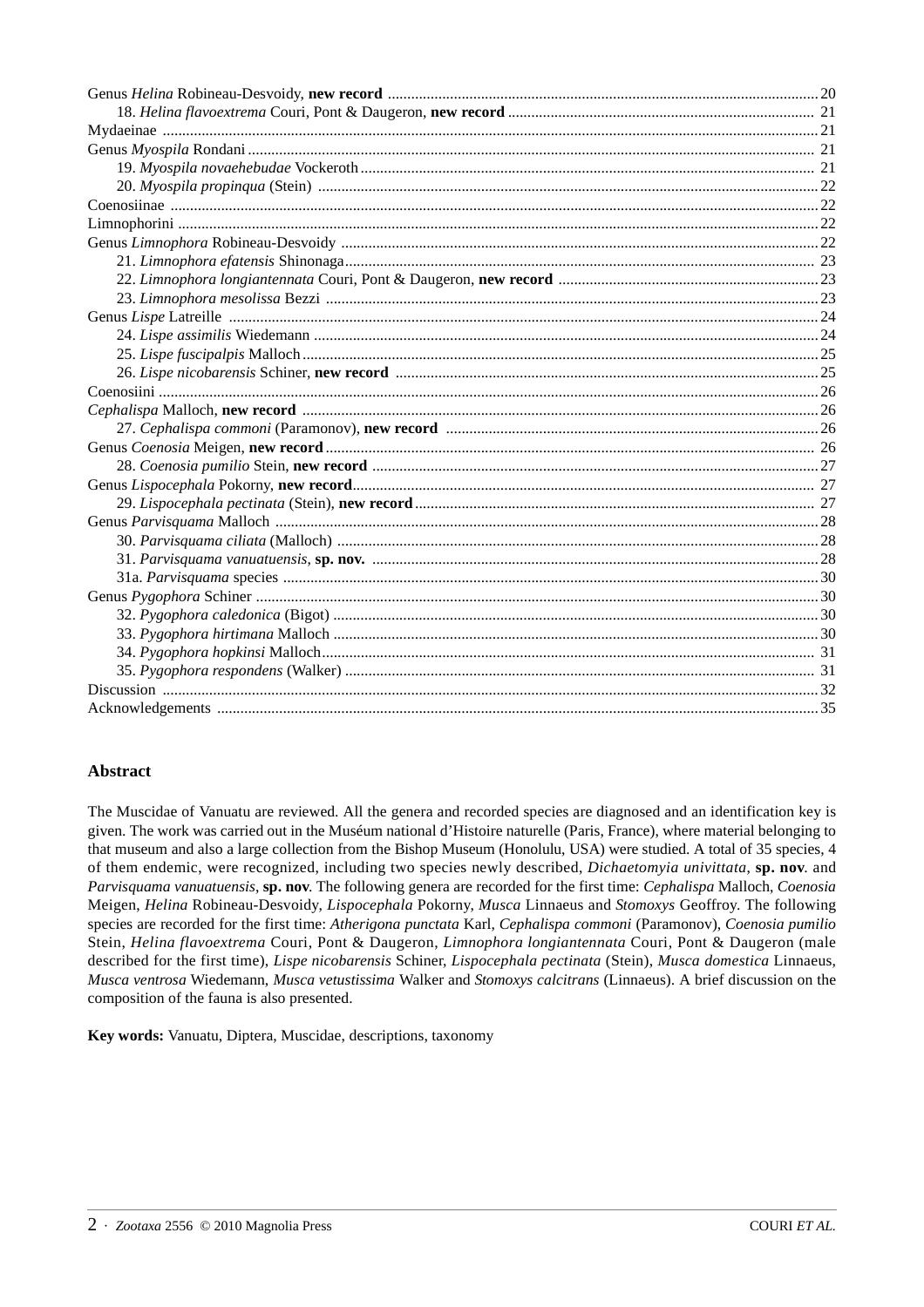Genus *Helina* Robineau-Desvoidy, **new record** .......................................................................................................20
  18. *Helina flavoextrema* Couri, Pont & Daugeron, **new record** ..................................................................... 21
Mydaeinae .........................................................................................................................................................21
Genus *Myospila* Rondani .................................................................................................................................. 21
  19. *Myospila novaehebudae* Vockeroth ................................................................................................................ 21
  20. *Myospila propinqua* (Stein) ..........................................................................................................................22
Coenosiinae .......................................................................................................................................................22
Limnophorini .....................................................................................................................................................22
Genus *Limnophora* Robineau-Desvoidy ...........................................................................................................22
  21. *Limnophora efatensis* Shinonaga...................................................................................................................... 23
  22. *Limnophora longiantennata* Couri, Pont & Daugeron, **new record** .............................................................23
  23. *Limnophora mesolissa* Bezzi ..........................................................................................................................23
Genus *Lispe* Latreille .........................................................................................................................................24
  24. *Lispe assimilis* Wiedemann .............................................................................................................................24
  25. *Lispe fuscipalpis* Malloch ................................................................................................................................25
  26. *Lispe nicobarensis* Schiner, **new record** .......................................................................................................25
Coenosiini ..........................................................................................................................................................26
*Cephalispa* Malloch, **new record** .......................................................................................................................26
  27. *Cephalispa commoni* (Paramonov), **new record** ...........................................................................................26
Genus *Coenosia* Meigen, **new record** ................................................................................................................ 26
  28. *Coenosia pumilio* Stein, **new record** ..............................................................................................................27
Genus *Lispocephala* Pokorny, **new record**......................................................................................................... 27
  29. *Lispocephala pectinata* (Stein), **new record** ..................................................................................................... 27
Genus *Parvisquama* Malloch ..............................................................................................................................28
  30. *Parvisquama ciliata* (Malloch) .........................................................................................................................28
  31. *Parvisquama vanuatuensis*, **sp. nov.** ...............................................................................................................28
  31a. *Parvisquama* species ........................................................................................................................................30
Genus *Pygophora* Schiner ...................................................................................................................................30
  32. *Pygophora caledonica* (Bigot) ...........................................................................................................................30
  33. *Pygophora hirtimana* Malloch ..........................................................................................................................30
  34. *Pygophora hopkinsi* Malloch............................................................................................................................ 31
  35. *Pygophora respondens* (Walker) ...................................................................................................................... 31
Discussion .........................................................................................................................................................32
Acknowledgements ............................................................................................................................................35

## Abstract

The Muscidae of Vanuatu are reviewed. All the genera and recorded species are diagnosed and an identification key is given. The work was carried out in the Muséum national d'Histoire naturelle (Paris, France), where material belonging to that museum and also a large collection from the Bishop Museum (Honolulu, USA) were studied. A total of 35 species, 4 of them endemic, were recognized, including two species newly described, *Dichaetomyia univittata*, **sp. nov**. and *Parvisquama vanuatuensis*, **sp. nov**. The following genera are recorded for the first time: *Cephalispa* Malloch, *Coenosia* Meigen, *Helina* Robineau-Desvoidy, *Lispocephala* Pokorny, *Musca* Linnaeus and *Stomoxys* Geoffroy. The following species are recorded for the first time: *Atherigona punctata* Karl, *Cephalispa commoni* (Paramonov), *Coenosia pumilio* Stein, *Helina flavoextrema* Couri, Pont & Daugeron, *Limnophora longiantennata* Couri, Pont & Daugeron (male described for the first time), *Lispe nicobarensis* Schiner, *Lispocephala pectinata* (Stein), *Musca domestica* Linnaeus, *Musca ventrosa* Wiedemann, *Musca vetustissima* Walker and *Stomoxys calcitrans* (Linnaeus). A brief discussion on the composition of the fauna is also presented.

**Key words:** Vanuatu, Diptera, Muscidae, descriptions, taxonomy